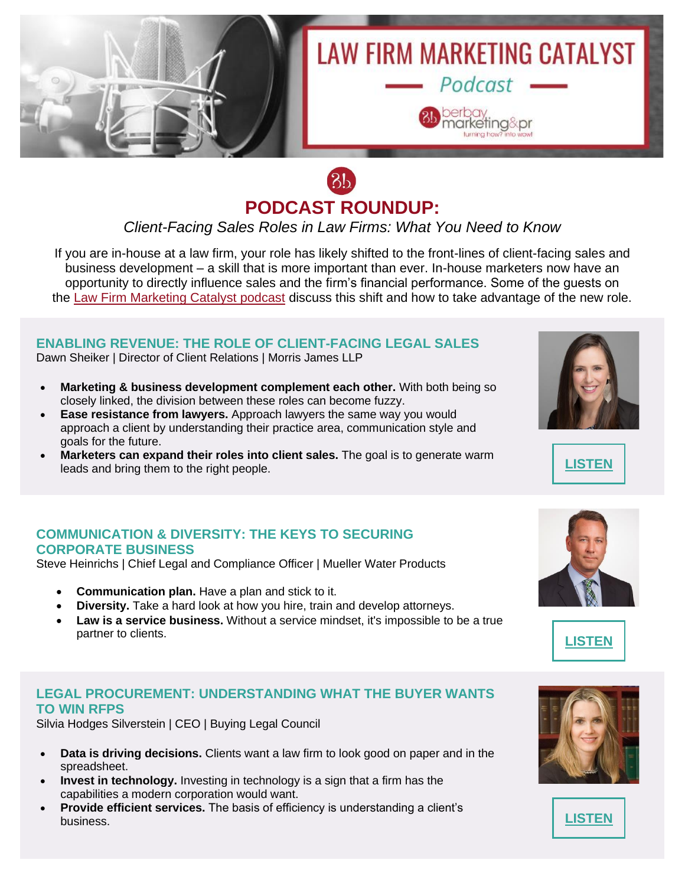# LAW FIRM MARKETING CATALYST

*Podcast*

berbay marketing&pr

turning how? into wow!

## PODCAST ROUNDUP:

*Client-Facing Sales Roles in Law Firms: What You Need to Know*

If you are in-house at a law firm, your role has likely shifted to the front-lines of client-facing sales and business development – a skill that is more important than ever. In-house marketers now have an opportunity to directly influence sales and the firm's financial performance. Some of the guests on the Law Firm Marketing Catalyst podcast discuss this shift and how to take advantage of the new role.

### ENABLING REVENUE: THE ROLE OF CLIENT-FACING LEGAL SALES

Dawn Sheiker | Director of Client Relations | Morris James LLP

- **Marketing & business development complement each other.** With both being so closely linked, the division between these roles can become fuzzy.
- **Ease resistance from lawyers.** Approach lawyers the same way you would approach a client by understanding their practice area, communication style and goals for the future.
- **Marketers can expand their roles into client sales.** The goal is to generate warm leads and bring them to the right people.

LISTEN

### COMMUNICATION & DIVERSITY: THE KEYS TO SECURING CORPORATE BUSINESS

Steve Heinrichs | Chief Legal and Compliance Officer | Mueller Water Products

- **Communication plan.** Have a plan and stick to it.
- **Diversity.** Take a hard look at how you hire, train and develop attorneys.
- **Law is a service business.** Without a service mindset, it's impossible to be a true partner to clients.

LISTEN

### LEGAL PROCUREMENT: UNDERSTANDING WHAT THE BUYER WANTS TO WIN RFPS

Silvia Hodges Silverstein | CEO | Buying Legal Council

- **Data is driving decisions.** Clients want a law firm to look good on paper and in the spreadsheet.
- **Invest in technology.** Investing in technology is a sign that a firm has the capabilities a modern corporation would want.
- **Provide efficient services.** The basis of efficiency is understanding a client's business.

LISTEN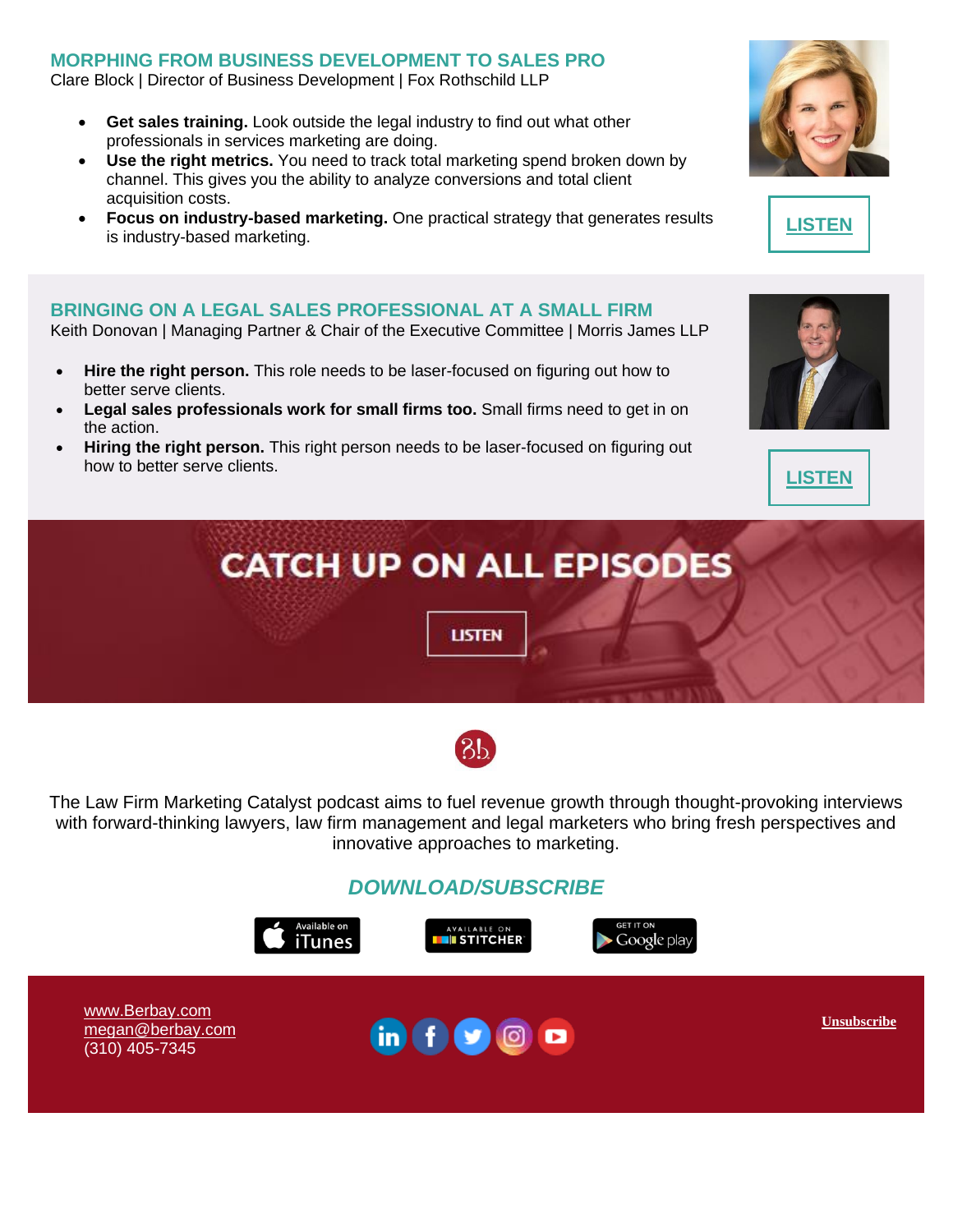## MORPHING FROM BUSINESS DEVELOPMENT TO SALES PRO

Clare Block | Director of Business Development | Fox Rothschild LLP

- **Get sales training.** Look outside the legal industry to find out what other professionals in services marketing are doing.
- **Use the right metrics.** You need to track total marketing spend broken down by channel. This gives you the ability to analyze conversions and total client acquisition costs.
- **Focus on industry-based marketing.** One practical strategy that generates results is industry-based marketing.

LISTEN

## BRINGING ON A LEGAL SALES PROFESSIONAL AT A SMALL FIRM

Keith Donovan | Managing Partner & Chair of the Executive Committee | Morris James LLP

- **Hire the right person.** This role needs to be laser-focused on figuring out how to better serve clients.
- **Legal sales professionals work for small firms too.** Small firms need to get in on the action.
- **Hiring the right person.** This right person needs to be laser-focused on figuring out how to better serve clients.

LISTEN

## CATCH UP ON ALL EPISODES

LISTEN

The Law Firm Marketing Catalyst podcast aims to fuel revenue growth through thought-provoking interviews with forward-thinking lawyers, law firm management and legal marketers who bring fresh perspectives and innovative approaches to marketing.

### *DOWNLOAD/SUBSCRIBE*

Available on iTunes | Available on Stitcher | Get it on Google play

www.Berbay.com
megan@berbay.com
(310) 405-7345

Unsubscribe